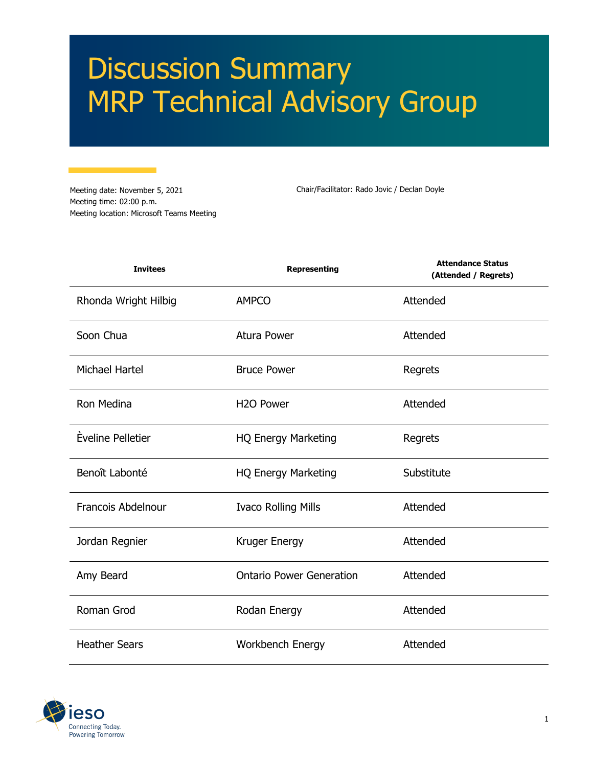# Discussion Summary
# MRP Technical Advisory Group

Meeting date: November 5, 2021
Meeting time: 02:00 p.m.
Meeting location: Microsoft Teams Meeting

Chair/Facilitator: Rado Jovic / Declan Doyle

| Invitees | Representing | Attendance Status (Attended / Regrets) |
|---|---|---|
| Rhonda Wright Hilbig | AMPCO | Attended |
| Soon Chua | Atura Power | Attended |
| Michael Hartel | Bruce Power | Regrets |
| Ron Medina | H2O Power | Attended |
| Èveline Pelletier | HQ Energy Marketing | Regrets |
| Benoît Labonté | HQ Energy Marketing | Substitute |
| Francois Abdelnour | Ivaco Rolling Mills | Attended |
| Jordan Regnier | Kruger Energy | Attended |
| Amy Beard | Ontario Power Generation | Attended |
| Roman Grod | Rodan Energy | Attended |
| Heather Sears | Workbench Energy | Attended |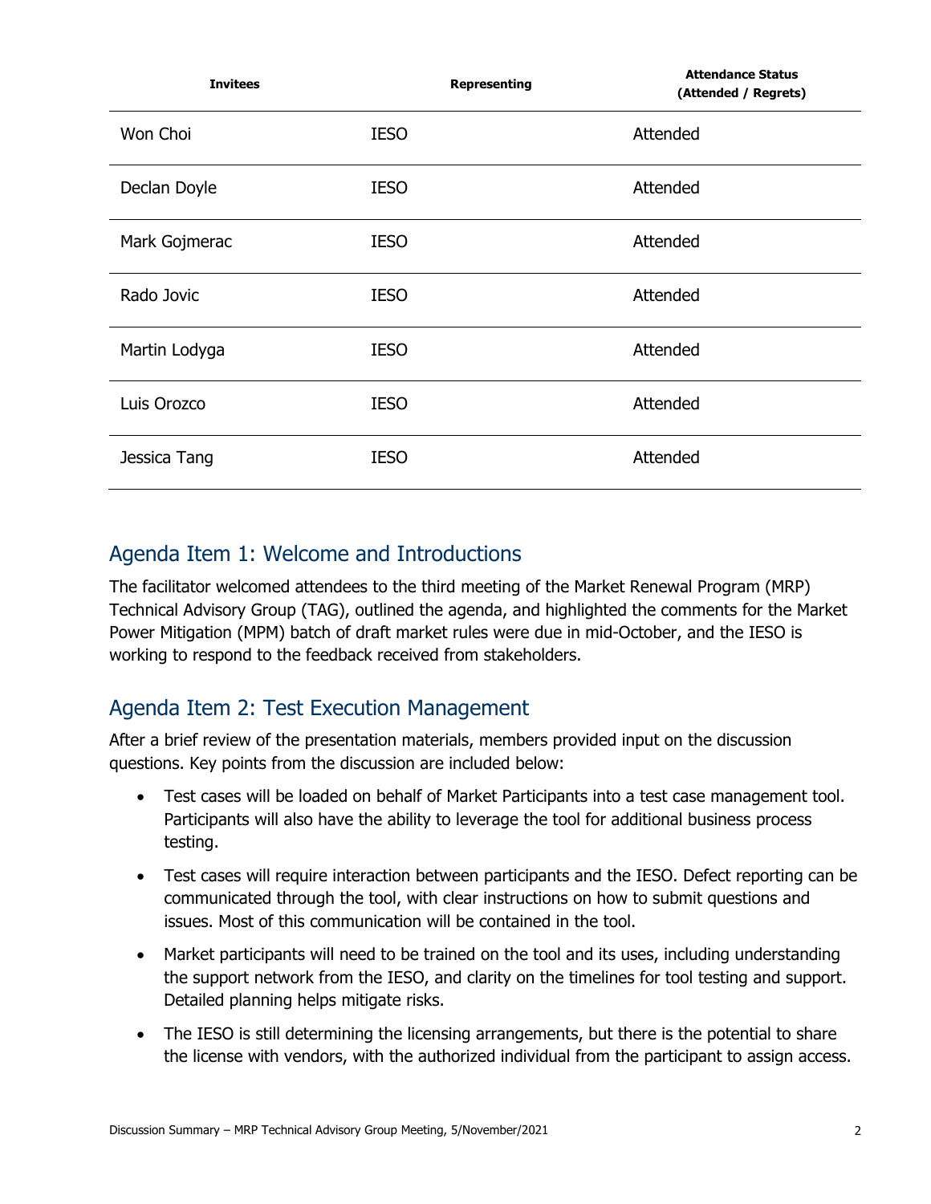| Invitees | Representing | Attendance Status (Attended / Regrets) |
| --- | --- | --- |
| Won Choi | IESO | Attended |
| Declan Doyle | IESO | Attended |
| Mark Gojmerac | IESO | Attended |
| Rado Jovic | IESO | Attended |
| Martin Lodyga | IESO | Attended |
| Luis Orozco | IESO | Attended |
| Jessica Tang | IESO | Attended |

## Agenda Item 1: Welcome and Introductions

The facilitator welcomed attendees to the third meeting of the Market Renewal Program (MRP) Technical Advisory Group (TAG), outlined the agenda, and highlighted the comments for the Market Power Mitigation (MPM) batch of draft market rules were due in mid-October, and the IESO is working to respond to the feedback received from stakeholders.

## Agenda Item 2: Test Execution Management

After a brief review of the presentation materials, members provided input on the discussion questions. Key points from the discussion are included below:

- Test cases will be loaded on behalf of Market Participants into a test case management tool. Participants will also have the ability to leverage the tool for additional business process testing.
- Test cases will require interaction between participants and the IESO. Defect reporting can be communicated through the tool, with clear instructions on how to submit questions and issues. Most of this communication will be contained in the tool.
- Market participants will need to be trained on the tool and its uses, including understanding the support network from the IESO, and clarity on the timelines for tool testing and support. Detailed planning helps mitigate risks.
- The IESO is still determining the licensing arrangements, but there is the potential to share the license with vendors, with the authorized individual from the participant to assign access.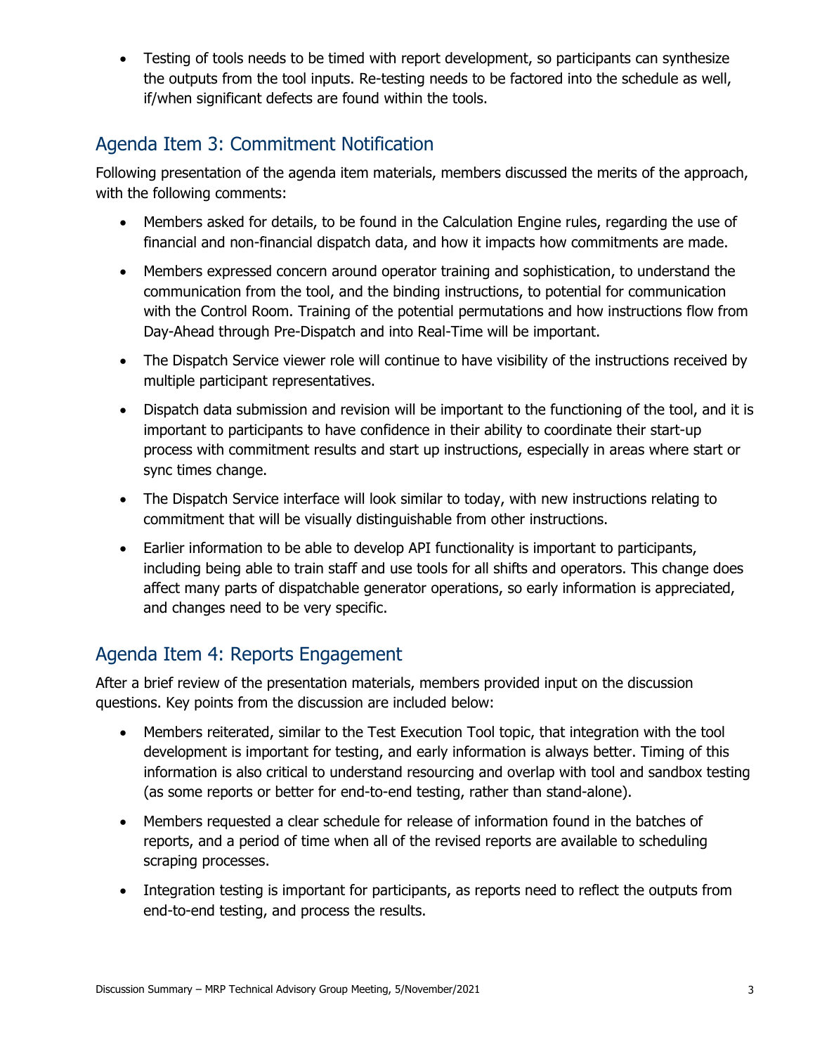- Testing of tools needs to be timed with report development, so participants can synthesize the outputs from the tool inputs. Re-testing needs to be factored into the schedule as well, if/when significant defects are found within the tools.

## Agenda Item 3: Commitment Notification

Following presentation of the agenda item materials, members discussed the merits of the approach, with the following comments:

- Members asked for details, to be found in the Calculation Engine rules, regarding the use of financial and non-financial dispatch data, and how it impacts how commitments are made.
- Members expressed concern around operator training and sophistication, to understand the communication from the tool, and the binding instructions, to potential for communication with the Control Room. Training of the potential permutations and how instructions flow from Day-Ahead through Pre-Dispatch and into Real-Time will be important.
- The Dispatch Service viewer role will continue to have visibility of the instructions received by multiple participant representatives.
- Dispatch data submission and revision will be important to the functioning of the tool, and it is important to participants to have confidence in their ability to coordinate their start-up process with commitment results and start up instructions, especially in areas where start or sync times change.
- The Dispatch Service interface will look similar to today, with new instructions relating to commitment that will be visually distinguishable from other instructions.
- Earlier information to be able to develop API functionality is important to participants, including being able to train staff and use tools for all shifts and operators. This change does affect many parts of dispatchable generator operations, so early information is appreciated, and changes need to be very specific.

## Agenda Item 4: Reports Engagement

After a brief review of the presentation materials, members provided input on the discussion questions. Key points from the discussion are included below:

- Members reiterated, similar to the Test Execution Tool topic, that integration with the tool development is important for testing, and early information is always better. Timing of this information is also critical to understand resourcing and overlap with tool and sandbox testing (as some reports or better for end-to-end testing, rather than stand-alone).
- Members requested a clear schedule for release of information found in the batches of reports, and a period of time when all of the revised reports are available to scheduling scraping processes.
- Integration testing is important for participants, as reports need to reflect the outputs from end-to-end testing, and process the results.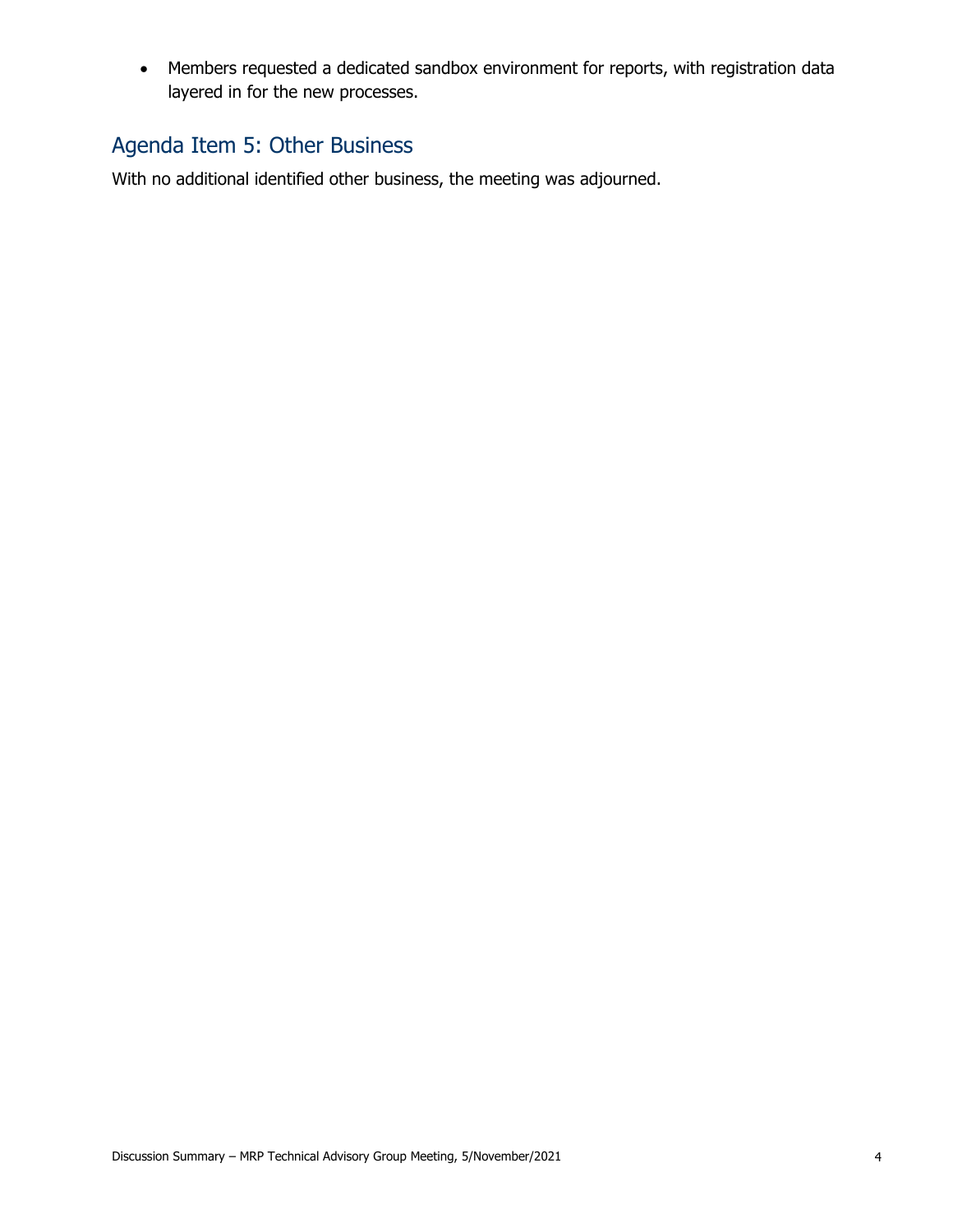- Members requested a dedicated sandbox environment for reports, with registration data layered in for the new processes.

## Agenda Item 5: Other Business

With no additional identified other business, the meeting was adjourned.